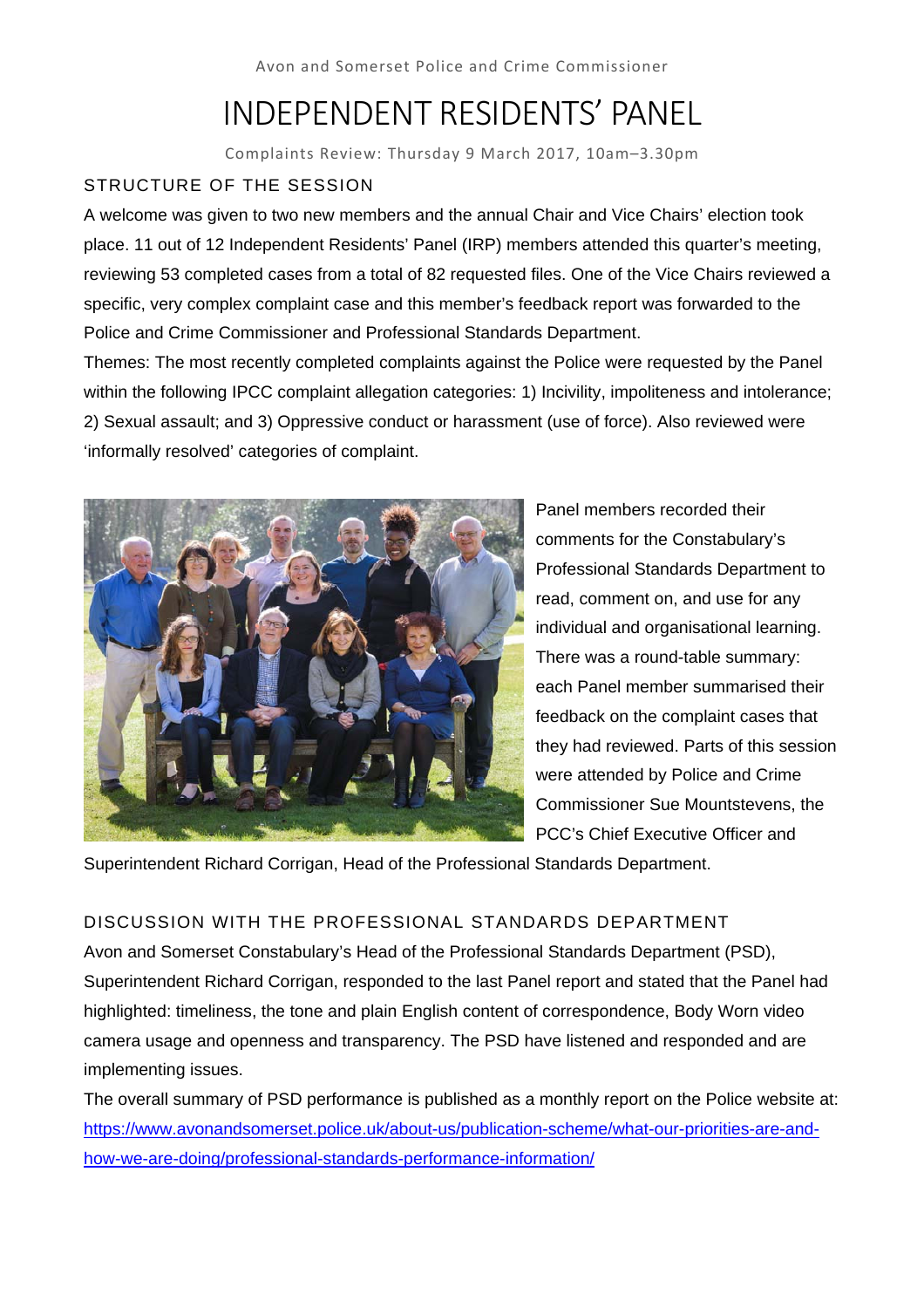Avon and Somerset Police and Crime Commissioner

# INDEPENDENT RESIDENTS' PANEL

Complaints Review: Thursday 9 March 2017, 10am–3.30pm

## STRUCTURE OF THE SESSION

A welcome was given to two new members and the annual Chair and Vice Chairs' election took place. 11 out of 12 Independent Residents' Panel (IRP) members attended this quarter's meeting, reviewing 53 completed cases from a total of 82 requested files. One of the Vice Chairs reviewed a specific, very complex complaint case and this member's feedback report was forwarded to the Police and Crime Commissioner and Professional Standards Department.

Themes: The most recently completed complaints against the Police were requested by the Panel within the following IPCC complaint allegation categories: 1) Incivility, impoliteness and intolerance; 2) Sexual assault; and 3) Oppressive conduct or harassment (use of force). Also reviewed were 'informally resolved' categories of complaint.

Panel members recorded their comments for the Constabulary's Professional Standards Department to read, comment on, and use for any individual and organisational learning. There was a round-table summary: each Panel member summarised their feedback on the complaint cases that they had reviewed. Parts of this session were attended by Police and Crime Commissioner Sue Mountstevens, the PCC's Chief Executive Officer and Superintendent Richard Corrigan, Head of the Professional Standards Department.

## DISCUSSION WITH THE PROFESSIONAL STANDARDS DEPARTMENT

Avon and Somerset Constabulary's Head of the Professional Standards Department (PSD), Superintendent Richard Corrigan, responded to the last Panel report and stated that the Panel had highlighted: timeliness, the tone and plain English content of correspondence, Body Worn video camera usage and openness and transparency. The PSD have listened and responded and are implementing issues.

The overall summary of PSD performance is published as a monthly report on the Police website at: https://www.avonandsomerset.police.uk/about-us/publication-scheme/what-our-priorities-are-and-how-we-are-doing/professional-standards-performance-information/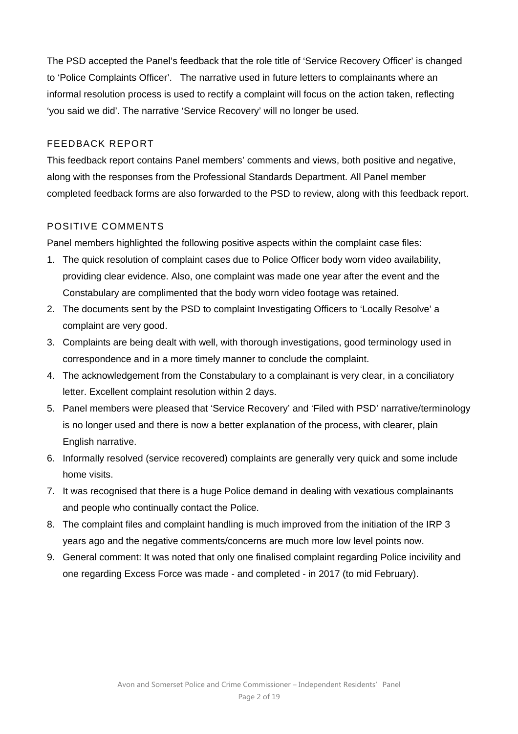The PSD accepted the Panel's feedback that the role title of 'Service Recovery Officer' is changed to 'Police Complaints Officer'. The narrative used in future letters to complainants where an informal resolution process is used to rectify a complaint will focus on the action taken, reflecting 'you said we did'. The narrative 'Service Recovery' will no longer be used.

## FEEDBACK REPORT

This feedback report contains Panel members' comments and views, both positive and negative, along with the responses from the Professional Standards Department. All Panel member completed feedback forms are also forwarded to the PSD to review, along with this feedback report.

## POSITIVE COMMENTS

Panel members highlighted the following positive aspects within the complaint case files:

1. The quick resolution of complaint cases due to Police Officer body worn video availability, providing clear evidence. Also, one complaint was made one year after the event and the Constabulary are complimented that the body worn video footage was retained.
2. The documents sent by the PSD to complaint Investigating Officers to 'Locally Resolve' a complaint are very good.
3. Complaints are being dealt with well, with thorough investigations, good terminology used in correspondence and in a more timely manner to conclude the complaint.
4. The acknowledgement from the Constabulary to a complainant is very clear, in a conciliatory letter. Excellent complaint resolution within 2 days.
5. Panel members were pleased that 'Service Recovery' and 'Filed with PSD' narrative/terminology is no longer used and there is now a better explanation of the process, with clearer, plain English narrative.
6. Informally resolved (service recovered) complaints are generally very quick and some include home visits.
7. It was recognised that there is a huge Police demand in dealing with vexatious complainants and people who continually contact the Police.
8. The complaint files and complaint handling is much improved from the initiation of the IRP 3 years ago and the negative comments/concerns are much more low level points now.
9. General comment: It was noted that only one finalised complaint regarding Police incivility and one regarding Excess Force was made - and completed - in 2017 (to mid February).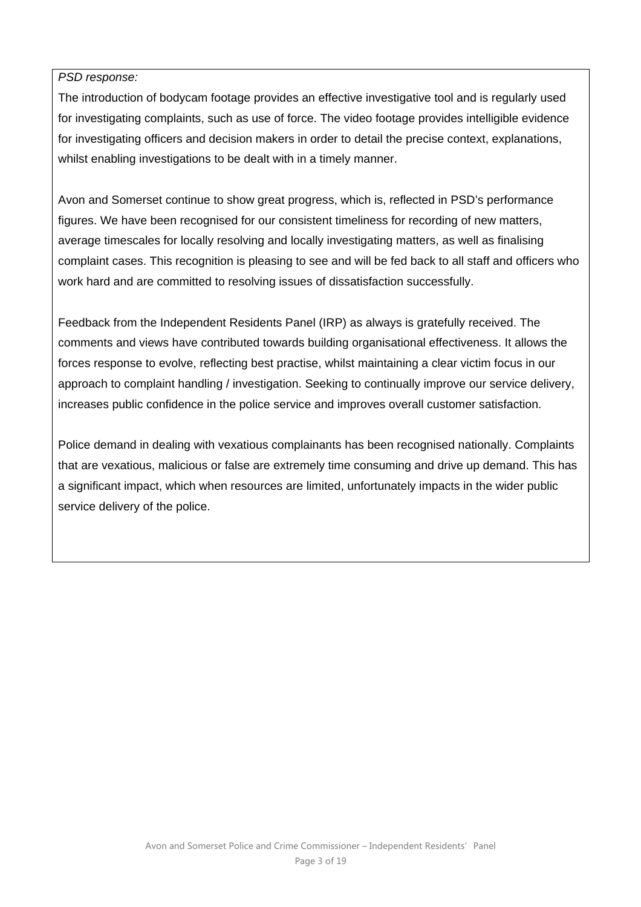*PSD response:*

The introduction of bodycam footage provides an effective investigative tool and is regularly used for investigating complaints, such as use of force. The video footage provides intelligible evidence for investigating officers and decision makers in order to detail the precise context, explanations, whilst enabling investigations to be dealt with in a timely manner.

Avon and Somerset continue to show great progress, which is, reflected in PSD's performance figures. We have been recognised for our consistent timeliness for recording of new matters, average timescales for locally resolving and locally investigating matters, as well as finalising complaint cases. This recognition is pleasing to see and will be fed back to all staff and officers who work hard and are committed to resolving issues of dissatisfaction successfully.

Feedback from the Independent Residents Panel (IRP) as always is gratefully received. The comments and views have contributed towards building organisational effectiveness. It allows the forces response to evolve, reflecting best practise, whilst maintaining a clear victim focus in our approach to complaint handling / investigation. Seeking to continually improve our service delivery, increases public confidence in the police service and improves overall customer satisfaction.

Police demand in dealing with vexatious complainants has been recognised nationally. Complaints that are vexatious, malicious or false are extremely time consuming and drive up demand. This has a significant impact, which when resources are limited, unfortunately impacts in the wider public service delivery of the police.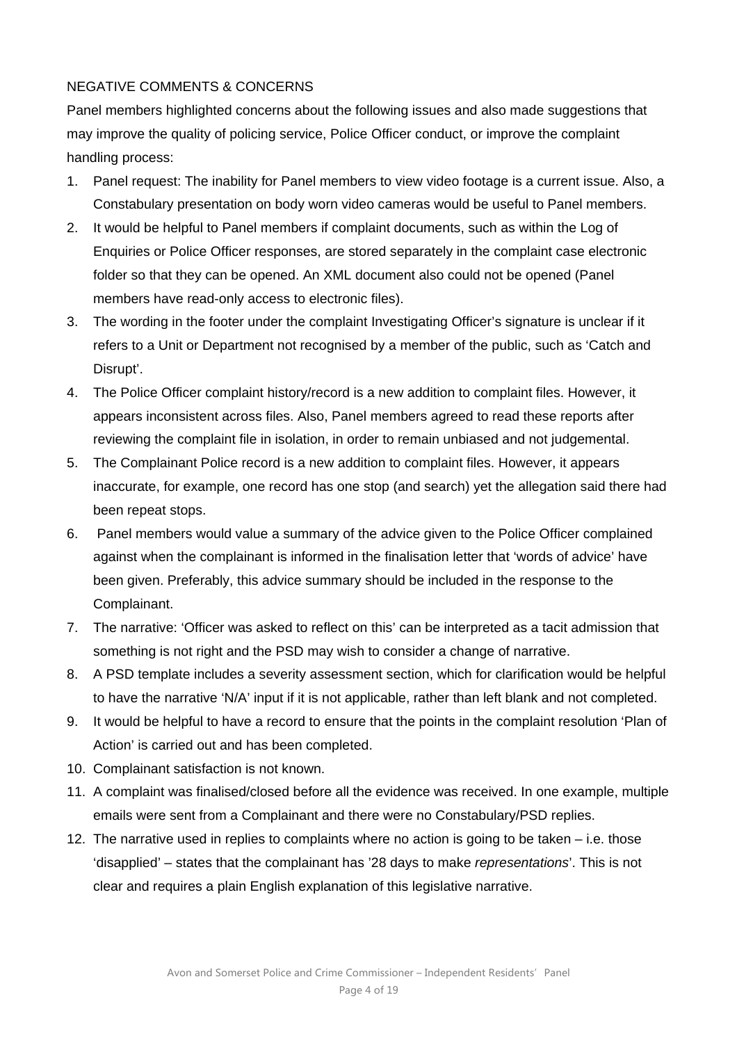NEGATIVE COMMENTS & CONCERNS

Panel members highlighted concerns about the following issues and also made suggestions that may improve the quality of policing service, Police Officer conduct, or improve the complaint handling process:

1. Panel request: The inability for Panel members to view video footage is a current issue. Also, a Constabulary presentation on body worn video cameras would be useful to Panel members.
2. It would be helpful to Panel members if complaint documents, such as within the Log of Enquiries or Police Officer responses, are stored separately in the complaint case electronic folder so that they can be opened. An XML document also could not be opened (Panel members have read-only access to electronic files).
3. The wording in the footer under the complaint Investigating Officer's signature is unclear if it refers to a Unit or Department not recognised by a member of the public, such as 'Catch and Disrupt'.
4. The Police Officer complaint history/record is a new addition to complaint files. However, it appears inconsistent across files. Also, Panel members agreed to read these reports after reviewing the complaint file in isolation, in order to remain unbiased and not judgemental.
5. The Complainant Police record is a new addition to complaint files. However, it appears inaccurate, for example, one record has one stop (and search) yet the allegation said there had been repeat stops.
6. Panel members would value a summary of the advice given to the Police Officer complained against when the complainant is informed in the finalisation letter that 'words of advice' have been given. Preferably, this advice summary should be included in the response to the Complainant.
7. The narrative: 'Officer was asked to reflect on this' can be interpreted as a tacit admission that something is not right and the PSD may wish to consider a change of narrative.
8. A PSD template includes a severity assessment section, which for clarification would be helpful to have the narrative 'N/A' input if it is not applicable, rather than left blank and not completed.
9. It would be helpful to have a record to ensure that the points in the complaint resolution 'Plan of Action' is carried out and has been completed.
10. Complainant satisfaction is not known.
11. A complaint was finalised/closed before all the evidence was received. In one example, multiple emails were sent from a Complainant and there were no Constabulary/PSD replies.
12. The narrative used in replies to complaints where no action is going to be taken – i.e. those 'disapplied' – states that the complainant has '28 days to make *representations*'. This is not clear and requires a plain English explanation of this legislative narrative.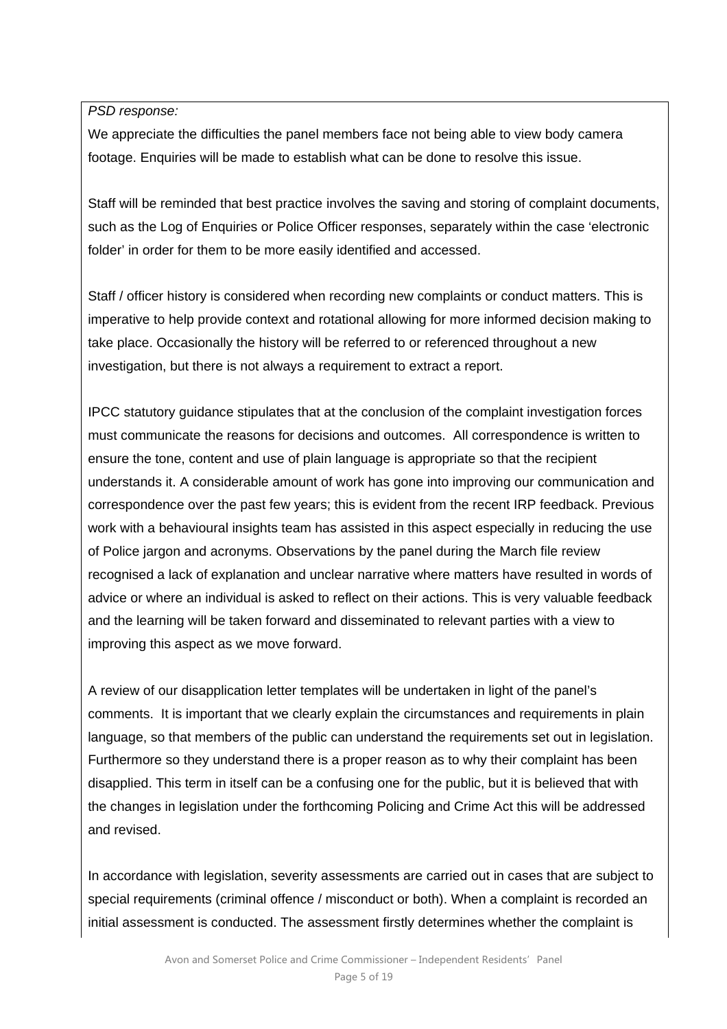*PSD response:*

We appreciate the difficulties the panel members face not being able to view body camera footage. Enquiries will be made to establish what can be done to resolve this issue.

Staff will be reminded that best practice involves the saving and storing of complaint documents, such as the Log of Enquiries or Police Officer responses, separately within the case 'electronic folder' in order for them to be more easily identified and accessed.

Staff / officer history is considered when recording new complaints or conduct matters. This is imperative to help provide context and rotational allowing for more informed decision making to take place. Occasionally the history will be referred to or referenced throughout a new investigation, but there is not always a requirement to extract a report.

IPCC statutory guidance stipulates that at the conclusion of the complaint investigation forces must communicate the reasons for decisions and outcomes. All correspondence is written to ensure the tone, content and use of plain language is appropriate so that the recipient understands it. A considerable amount of work has gone into improving our communication and correspondence over the past few years; this is evident from the recent IRP feedback. Previous work with a behavioural insights team has assisted in this aspect especially in reducing the use of Police jargon and acronyms. Observations by the panel during the March file review recognised a lack of explanation and unclear narrative where matters have resulted in words of advice or where an individual is asked to reflect on their actions. This is very valuable feedback and the learning will be taken forward and disseminated to relevant parties with a view to improving this aspect as we move forward.

A review of our disapplication letter templates will be undertaken in light of the panel's comments. It is important that we clearly explain the circumstances and requirements in plain language, so that members of the public can understand the requirements set out in legislation. Furthermore so they understand there is a proper reason as to why their complaint has been disapplied. This term in itself can be a confusing one for the public, but it is believed that with the changes in legislation under the forthcoming Policing and Crime Act this will be addressed and revised.

In accordance with legislation, severity assessments are carried out in cases that are subject to special requirements (criminal offence / misconduct or both). When a complaint is recorded an initial assessment is conducted. The assessment firstly determines whether the complaint is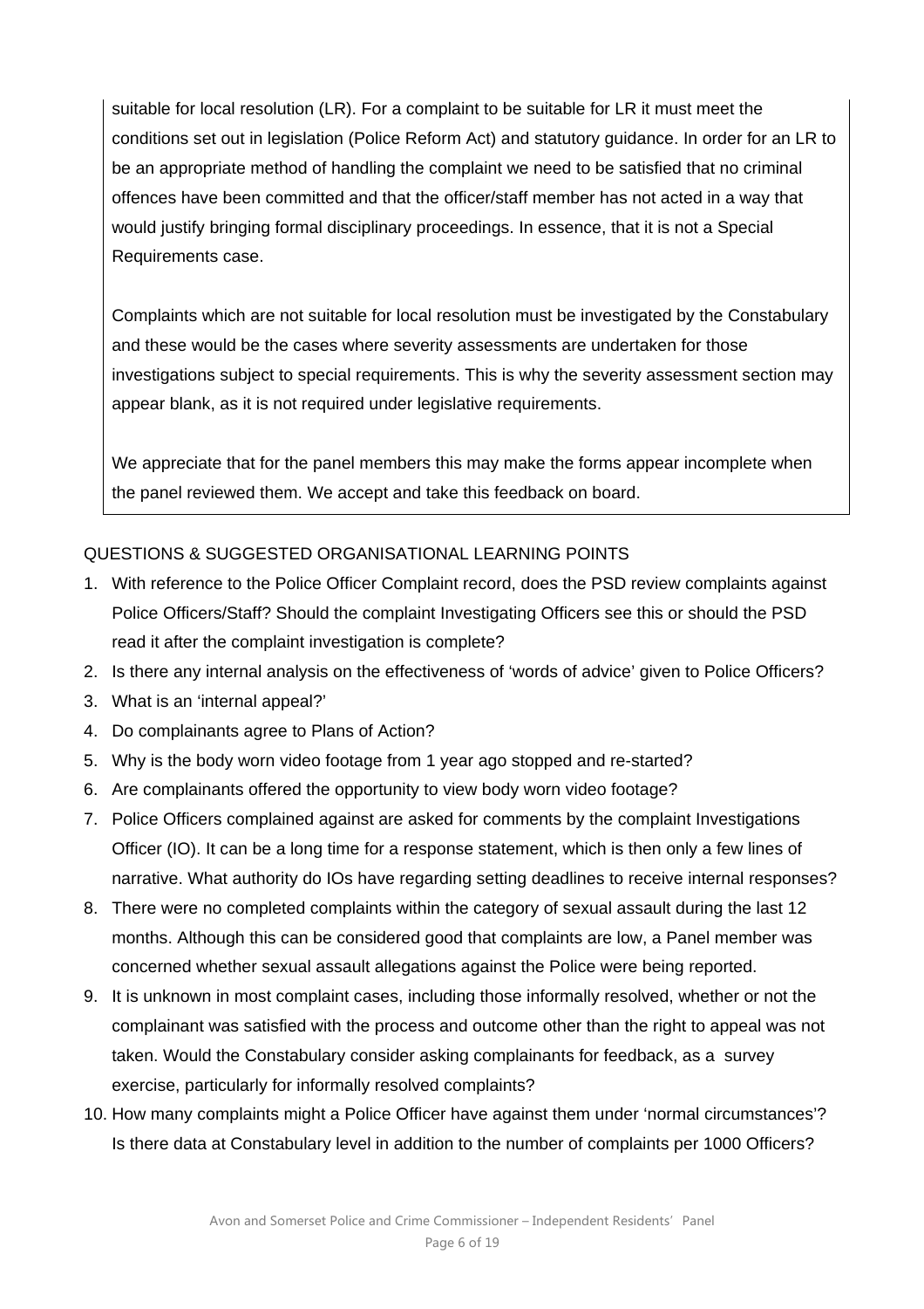suitable for local resolution (LR). For a complaint to be suitable for LR it must meet the conditions set out in legislation (Police Reform Act) and statutory guidance. In order for an LR to be an appropriate method of handling the complaint we need to be satisfied that no criminal offences have been committed and that the officer/staff member has not acted in a way that would justify bringing formal disciplinary proceedings. In essence, that it is not a Special Requirements case.

Complaints which are not suitable for local resolution must be investigated by the Constabulary and these would be the cases where severity assessments are undertaken for those investigations subject to special requirements. This is why the severity assessment section may appear blank, as it is not required under legislative requirements.

We appreciate that for the panel members this may make the forms appear incomplete when the panel reviewed them. We accept and take this feedback on board.

QUESTIONS & SUGGESTED ORGANISATIONAL LEARNING POINTS

1. With reference to the Police Officer Complaint record, does the PSD review complaints against Police Officers/Staff? Should the complaint Investigating Officers see this or should the PSD read it after the complaint investigation is complete?
2. Is there any internal analysis on the effectiveness of 'words of advice' given to Police Officers?
3. What is an 'internal appeal?'
4. Do complainants agree to Plans of Action?
5. Why is the body worn video footage from 1 year ago stopped and re-started?
6. Are complainants offered the opportunity to view body worn video footage?
7. Police Officers complained against are asked for comments by the complaint Investigations Officer (IO). It can be a long time for a response statement, which is then only a few lines of narrative. What authority do IOs have regarding setting deadlines to receive internal responses?
8. There were no completed complaints within the category of sexual assault during the last 12 months. Although this can be considered good that complaints are low, a Panel member was concerned whether sexual assault allegations against the Police were being reported.
9. It is unknown in most complaint cases, including those informally resolved, whether or not the complainant was satisfied with the process and outcome other than the right to appeal was not taken. Would the Constabulary consider asking complainants for feedback, as a survey exercise, particularly for informally resolved complaints?
10. How many complaints might a Police Officer have against them under 'normal circumstances'? Is there data at Constabulary level in addition to the number of complaints per 1000 Officers?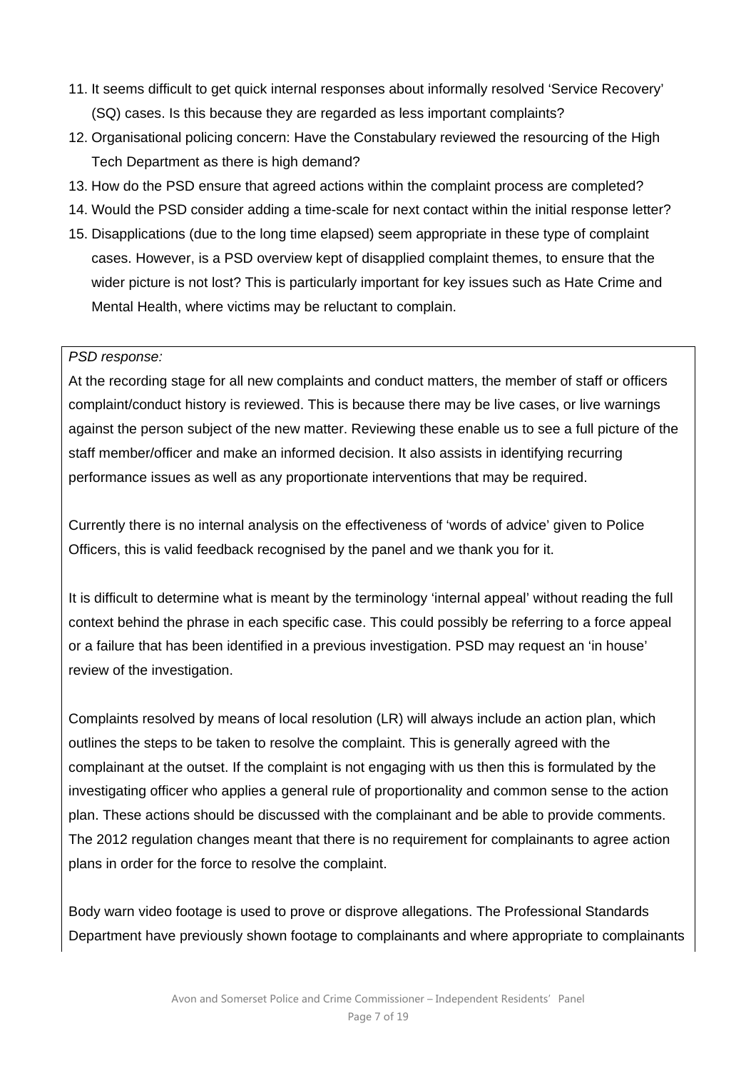11. It seems difficult to get quick internal responses about informally resolved 'Service Recovery' (SQ) cases. Is this because they are regarded as less important complaints?
12. Organisational policing concern: Have the Constabulary reviewed the resourcing of the High Tech Department as there is high demand?
13. How do the PSD ensure that agreed actions within the complaint process are completed?
14. Would the PSD consider adding a time-scale for next contact within the initial response letter?
15. Disapplications (due to the long time elapsed) seem appropriate in these type of complaint cases. However, is a PSD overview kept of disapplied complaint themes, to ensure that the wider picture is not lost? This is particularly important for key issues such as Hate Crime and Mental Health, where victims may be reluctant to complain.

*PSD response:*

At the recording stage for all new complaints and conduct matters, the member of staff or officers complaint/conduct history is reviewed. This is because there may be live cases, or live warnings against the person subject of the new matter. Reviewing these enable us to see a full picture of the staff member/officer and make an informed decision. It also assists in identifying recurring performance issues as well as any proportionate interventions that may be required.

Currently there is no internal analysis on the effectiveness of 'words of advice' given to Police Officers, this is valid feedback recognised by the panel and we thank you for it.

It is difficult to determine what is meant by the terminology 'internal appeal' without reading the full context behind the phrase in each specific case. This could possibly be referring to a force appeal or a failure that has been identified in a previous investigation. PSD may request an 'in house' review of the investigation.

Complaints resolved by means of local resolution (LR) will always include an action plan, which outlines the steps to be taken to resolve the complaint. This is generally agreed with the complainant at the outset. If the complaint is not engaging with us then this is formulated by the investigating officer who applies a general rule of proportionality and common sense to the action plan. These actions should be discussed with the complainant and be able to provide comments. The 2012 regulation changes meant that there is no requirement for complainants to agree action plans in order for the force to resolve the complaint.

Body warn video footage is used to prove or disprove allegations. The Professional Standards Department have previously shown footage to complainants and where appropriate to complainants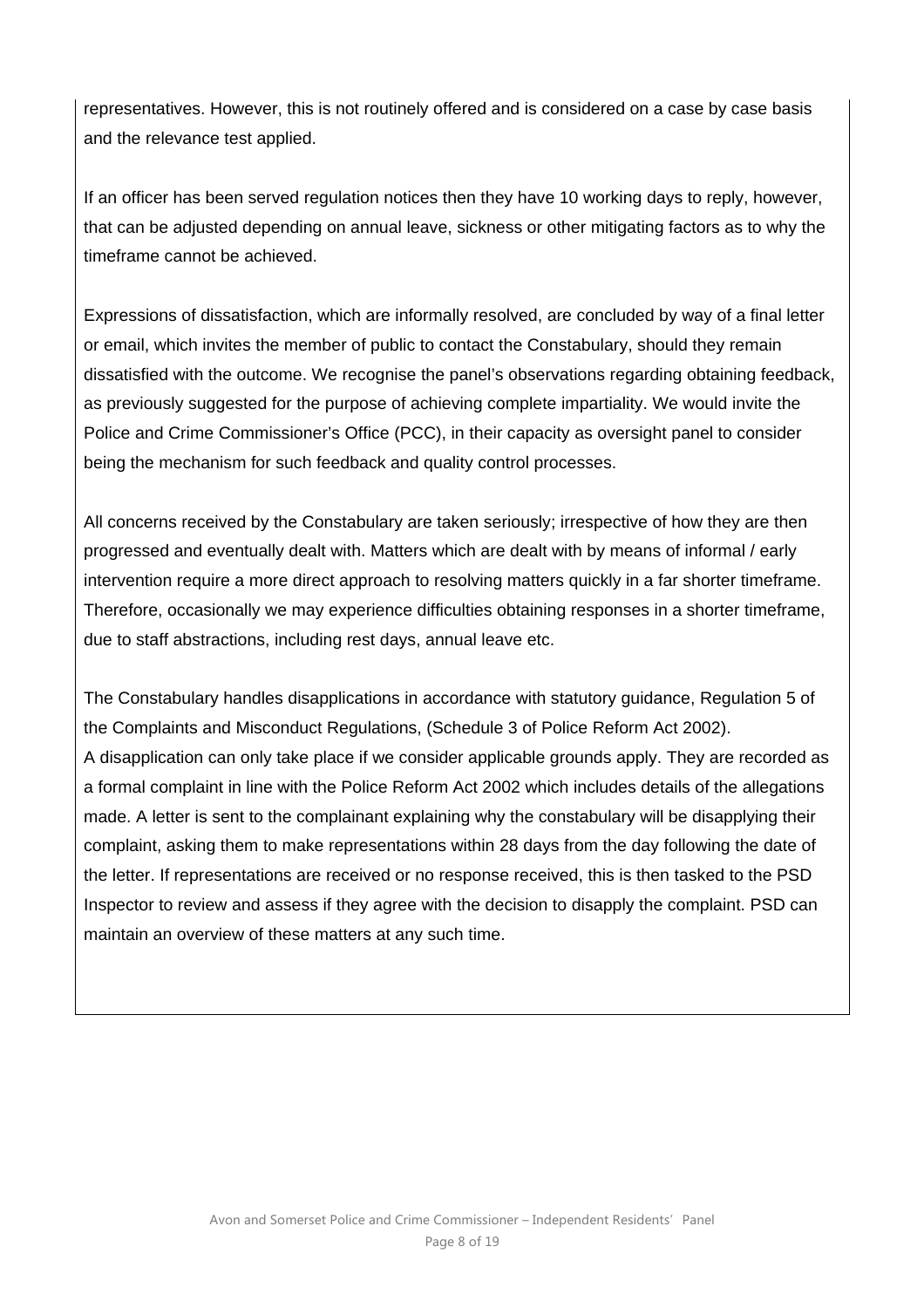representatives. However, this is not routinely offered and is considered on a case by case basis and the relevance test applied.

If an officer has been served regulation notices then they have 10 working days to reply, however, that can be adjusted depending on annual leave, sickness or other mitigating factors as to why the timeframe cannot be achieved.

Expressions of dissatisfaction, which are informally resolved, are concluded by way of a final letter or email, which invites the member of public to contact the Constabulary, should they remain dissatisfied with the outcome. We recognise the panel's observations regarding obtaining feedback, as previously suggested for the purpose of achieving complete impartiality. We would invite the Police and Crime Commissioner's Office (PCC), in their capacity as oversight panel to consider being the mechanism for such feedback and quality control processes.

All concerns received by the Constabulary are taken seriously; irrespective of how they are then progressed and eventually dealt with. Matters which are dealt with by means of informal / early intervention require a more direct approach to resolving matters quickly in a far shorter timeframe. Therefore, occasionally we may experience difficulties obtaining responses in a shorter timeframe, due to staff abstractions, including rest days, annual leave etc.

The Constabulary handles disapplications in accordance with statutory guidance, Regulation 5 of the Complaints and Misconduct Regulations, (Schedule 3 of Police Reform Act 2002).
A disapplication can only take place if we consider applicable grounds apply. They are recorded as a formal complaint in line with the Police Reform Act 2002 which includes details of the allegations made. A letter is sent to the complainant explaining why the constabulary will be disapplying their complaint, asking them to make representations within 28 days from the day following the date of the letter. If representations are received or no response received, this is then tasked to the PSD Inspector to review and assess if they agree with the decision to disapply the complaint. PSD can maintain an overview of these matters at any such time.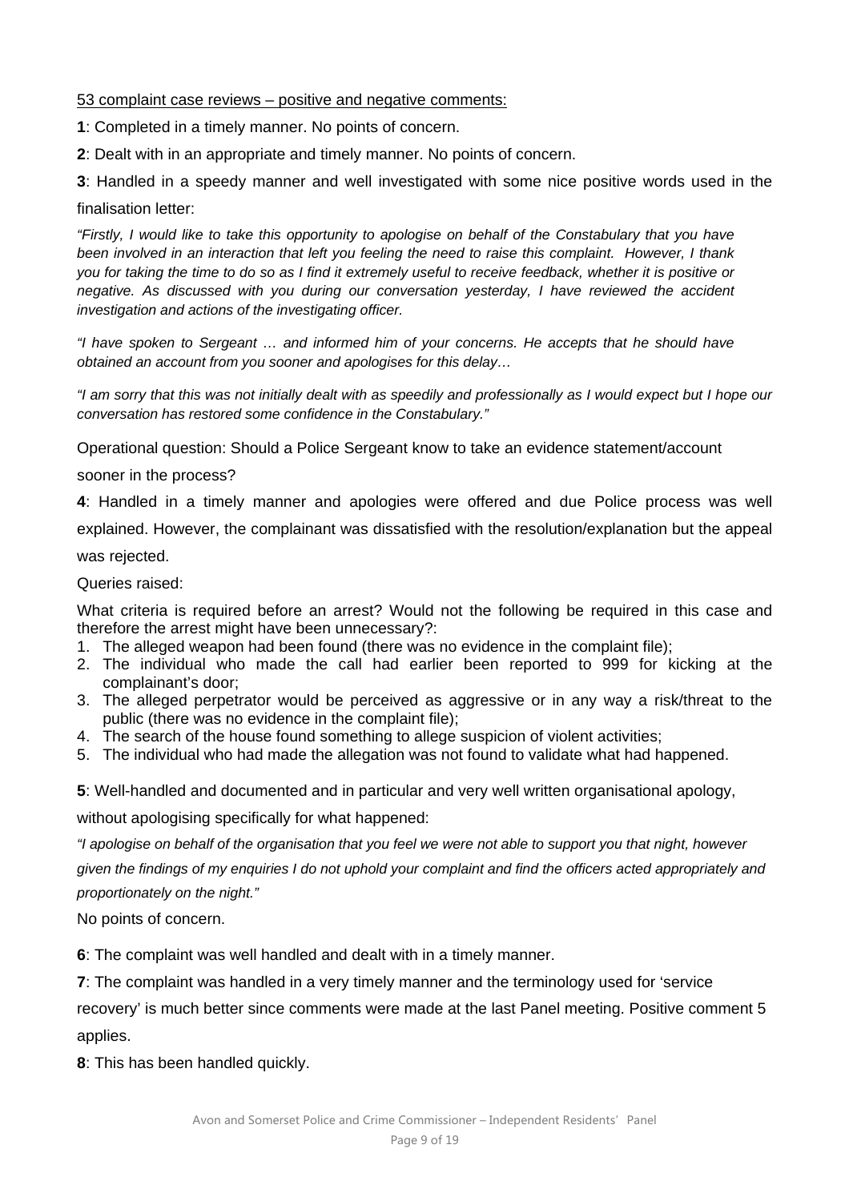53 complaint case reviews – positive and negative comments:

**1**: Completed in a timely manner. No points of concern.

**2**: Dealt with in an appropriate and timely manner. No points of concern.

**3**: Handled in a speedy manner and well investigated with some nice positive words used in the finalisation letter:

*"Firstly, I would like to take this opportunity to apologise on behalf of the Constabulary that you have been involved in an interaction that left you feeling the need to raise this complaint. However, I thank you for taking the time to do so as I find it extremely useful to receive feedback, whether it is positive or negative. As discussed with you during our conversation yesterday, I have reviewed the accident investigation and actions of the investigating officer.*

*"I have spoken to Sergeant … and informed him of your concerns. He accepts that he should have obtained an account from you sooner and apologises for this delay…*

*"I am sorry that this was not initially dealt with as speedily and professionally as I would expect but I hope our conversation has restored some confidence in the Constabulary."*

Operational question: Should a Police Sergeant know to take an evidence statement/account sooner in the process?

**4**: Handled in a timely manner and apologies were offered and due Police process was well explained. However, the complainant was dissatisfied with the resolution/explanation but the appeal was rejected.

Queries raised:

What criteria is required before an arrest? Would not the following be required in this case and therefore the arrest might have been unnecessary?:

1. The alleged weapon had been found (there was no evidence in the complaint file);
2. The individual who made the call had earlier been reported to 999 for kicking at the complainant's door;
3. The alleged perpetrator would be perceived as aggressive or in any way a risk/threat to the public (there was no evidence in the complaint file);
4. The search of the house found something to allege suspicion of violent activities;
5. The individual who had made the allegation was not found to validate what had happened.

**5**: Well-handled and documented and in particular and very well written organisational apology, without apologising specifically for what happened:

*"I apologise on behalf of the organisation that you feel we were not able to support you that night, however given the findings of my enquiries I do not uphold your complaint and find the officers acted appropriately and proportionately on the night."*

No points of concern.

**6**: The complaint was well handled and dealt with in a timely manner.

**7**: The complaint was handled in a very timely manner and the terminology used for 'service recovery' is much better since comments were made at the last Panel meeting. Positive comment 5 applies.

**8**: This has been handled quickly.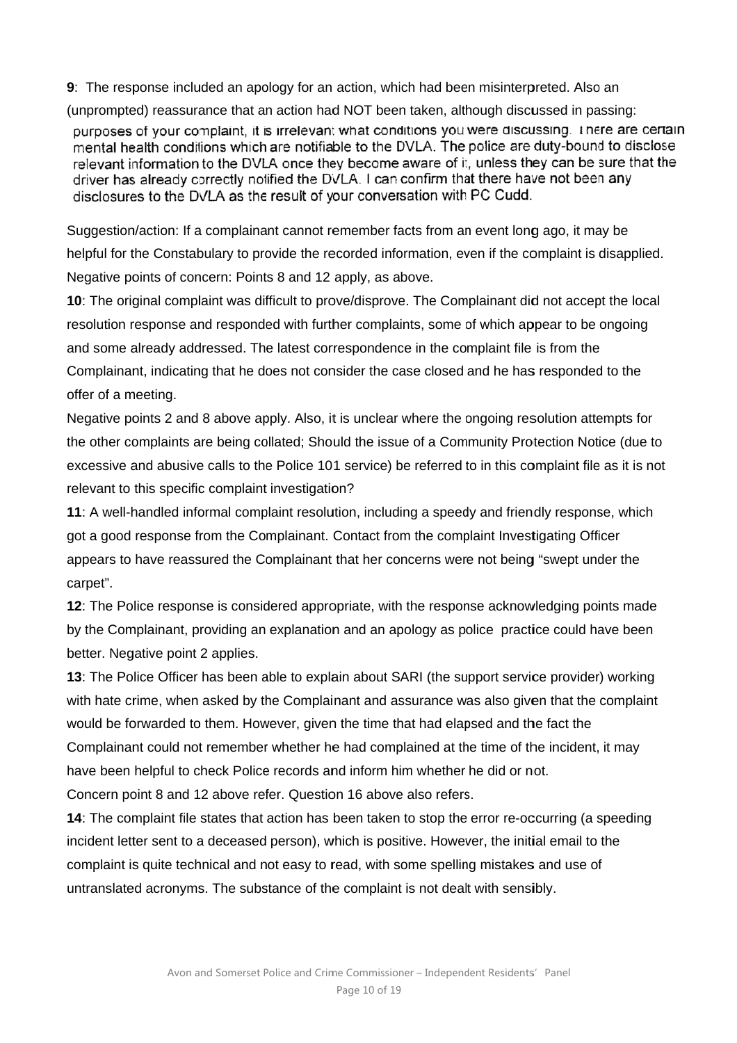**9**: The response included an apology for an action, which had been misinterpreted. Also an (unprompted) reassurance that an action had NOT been taken, although discussed in passing:

purposes of your complaint, it is irrelevant what conditions you were discussing. There are certain mental health conditions which are notifiable to the DVLA. The police are duty-bound to disclose relevant information to the DVLA once they become aware of it, unless they can be sure that the driver has already correctly notified the DVLA. I can confirm that there have not been any disclosures to the DVLA as the result of your conversation with PC Cudd.

Suggestion/action: If a complainant cannot remember facts from an event long ago, it may be helpful for the Constabulary to provide the recorded information, even if the complaint is disapplied.
Negative points of concern: Points 8 and 12 apply, as above.

**10**: The original complaint was difficult to prove/disprove. The Complainant did not accept the local resolution response and responded with further complaints, some of which appear to be ongoing and some already addressed. The latest correspondence in the complaint file is from the Complainant, indicating that he does not consider the case closed and he has responded to the offer of a meeting.

Negative points 2 and 8 above apply. Also, it is unclear where the ongoing resolution attempts for the other complaints are being collated; Should the issue of a Community Protection Notice (due to excessive and abusive calls to the Police 101 service) be referred to in this complaint file as it is not relevant to this specific complaint investigation?

**11**: A well-handled informal complaint resolution, including a speedy and friendly response, which got a good response from the Complainant. Contact from the complaint Investigating Officer appears to have reassured the Complainant that her concerns were not being "swept under the carpet".

**12**: The Police response is considered appropriate, with the response acknowledging points made by the Complainant, providing an explanation and an apology as police practice could have been better. Negative point 2 applies.

**13**: The Police Officer has been able to explain about SARI (the support service provider) working with hate crime, when asked by the Complainant and assurance was also given that the complaint would be forwarded to them. However, given the time that had elapsed and the fact the Complainant could not remember whether he had complained at the time of the incident, it may have been helpful to check Police records and inform him whether he did or not.
Concern point 8 and 12 above refer. Question 16 above also refers.

**14**: The complaint file states that action has been taken to stop the error re-occurring (a speeding incident letter sent to a deceased person), which is positive. However, the initial email to the complaint is quite technical and not easy to read, with some spelling mistakes and use of untranslated acronyms. The substance of the complaint is not dealt with sensibly.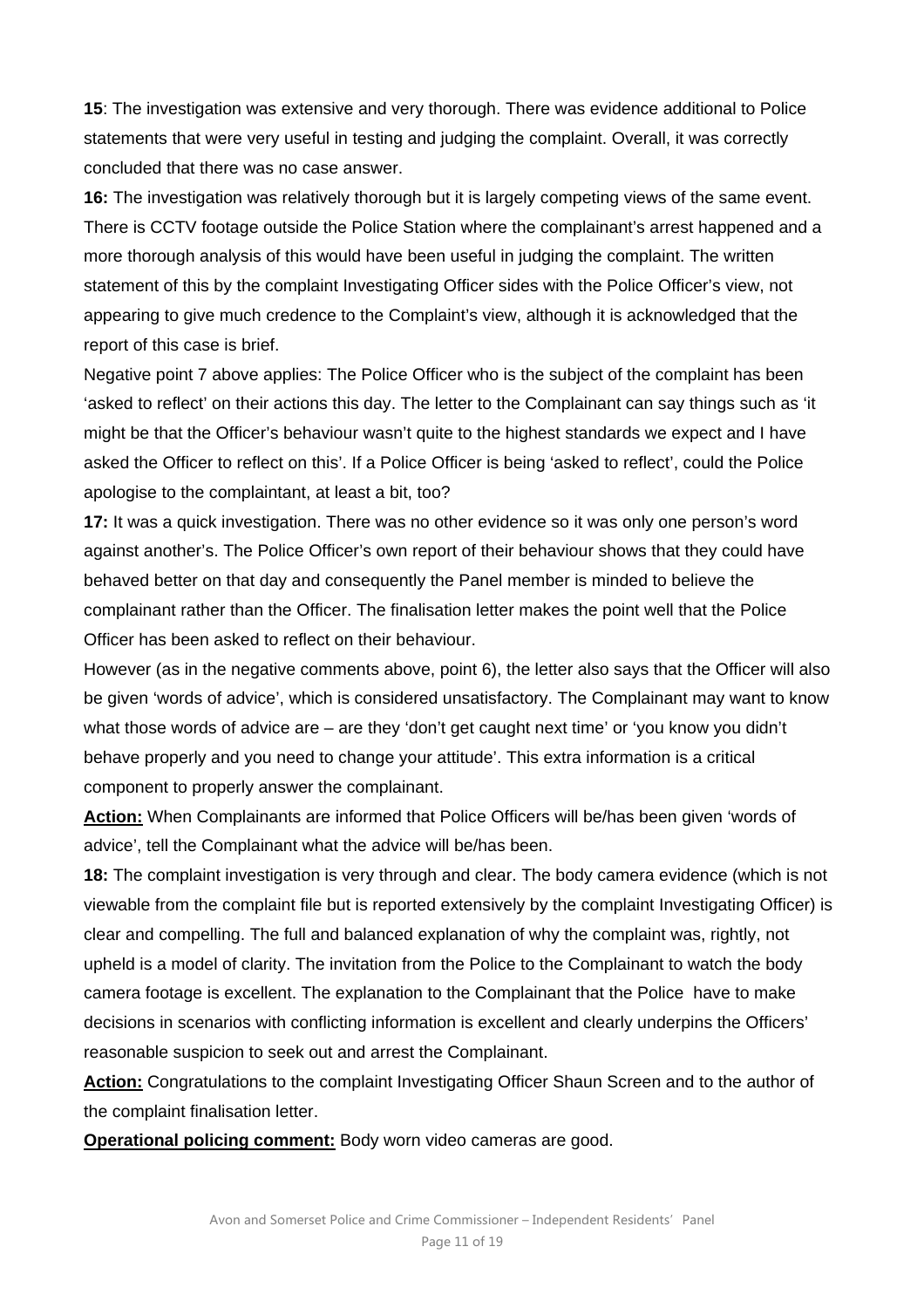**15**: The investigation was extensive and very thorough. There was evidence additional to Police statements that were very useful in testing and judging the complaint. Overall, it was correctly concluded that there was no case answer.

**16:** The investigation was relatively thorough but it is largely competing views of the same event. There is CCTV footage outside the Police Station where the complainant's arrest happened and a more thorough analysis of this would have been useful in judging the complaint. The written statement of this by the complaint Investigating Officer sides with the Police Officer's view, not appearing to give much credence to the Complaint's view, although it is acknowledged that the report of this case is brief.

Negative point 7 above applies: The Police Officer who is the subject of the complaint has been 'asked to reflect' on their actions this day. The letter to the Complainant can say things such as 'it might be that the Officer's behaviour wasn't quite to the highest standards we expect and I have asked the Officer to reflect on this'. If a Police Officer is being 'asked to reflect', could the Police apologise to the complaintant, at least a bit, too?

**17:** It was a quick investigation. There was no other evidence so it was only one person's word against another's. The Police Officer's own report of their behaviour shows that they could have behaved better on that day and consequently the Panel member is minded to believe the complainant rather than the Officer. The finalisation letter makes the point well that the Police Officer has been asked to reflect on their behaviour.

However (as in the negative comments above, point 6), the letter also says that the Officer will also be given 'words of advice', which is considered unsatisfactory. The Complainant may want to know what those words of advice are – are they 'don't get caught next time' or 'you know you didn't behave properly and you need to change your attitude'. This extra information is a critical component to properly answer the complainant.

**Action:** When Complainants are informed that Police Officers will be/has been given 'words of advice', tell the Complainant what the advice will be/has been.

**18:** The complaint investigation is very through and clear. The body camera evidence (which is not viewable from the complaint file but is reported extensively by the complaint Investigating Officer) is clear and compelling. The full and balanced explanation of why the complaint was, rightly, not upheld is a model of clarity. The invitation from the Police to the Complainant to watch the body camera footage is excellent. The explanation to the Complainant that the Police have to make decisions in scenarios with conflicting information is excellent and clearly underpins the Officers' reasonable suspicion to seek out and arrest the Complainant.

**Action:** Congratulations to the complaint Investigating Officer Shaun Screen and to the author of the complaint finalisation letter.

**Operational policing comment:** Body worn video cameras are good.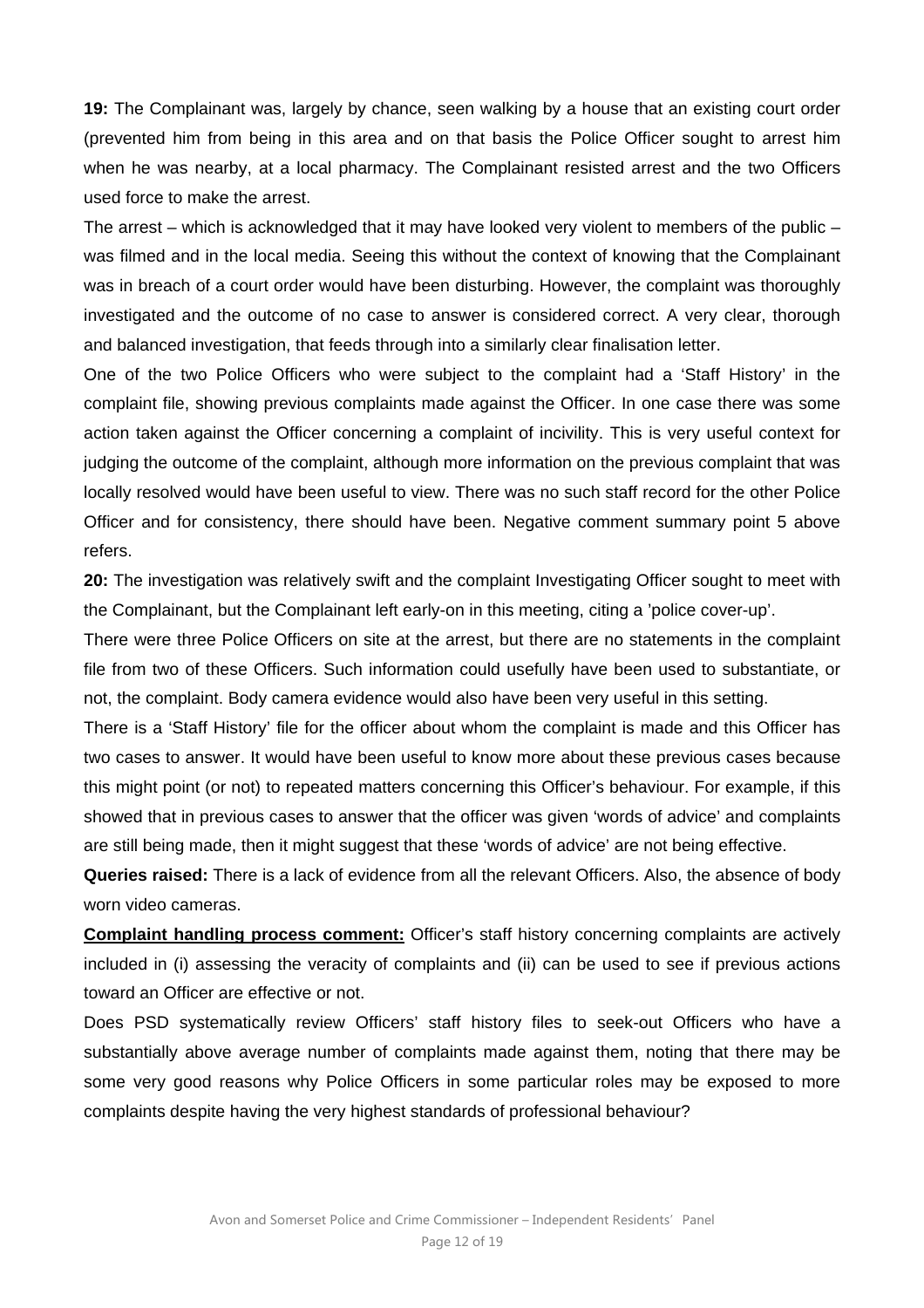**19:** The Complainant was, largely by chance, seen walking by a house that an existing court order (prevented him from being in this area and on that basis the Police Officer sought to arrest him when he was nearby, at a local pharmacy. The Complainant resisted arrest and the two Officers used force to make the arrest.

The arrest – which is acknowledged that it may have looked very violent to members of the public – was filmed and in the local media. Seeing this without the context of knowing that the Complainant was in breach of a court order would have been disturbing. However, the complaint was thoroughly investigated and the outcome of no case to answer is considered correct. A very clear, thorough and balanced investigation, that feeds through into a similarly clear finalisation letter.

One of the two Police Officers who were subject to the complaint had a 'Staff History' in the complaint file, showing previous complaints made against the Officer. In one case there was some action taken against the Officer concerning a complaint of incivility. This is very useful context for judging the outcome of the complaint, although more information on the previous complaint that was locally resolved would have been useful to view. There was no such staff record for the other Police Officer and for consistency, there should have been. Negative comment summary point 5 above refers.

**20:** The investigation was relatively swift and the complaint Investigating Officer sought to meet with the Complainant, but the Complainant left early-on in this meeting, citing a 'police cover-up'.

There were three Police Officers on site at the arrest, but there are no statements in the complaint file from two of these Officers. Such information could usefully have been used to substantiate, or not, the complaint. Body camera evidence would also have been very useful in this setting.

There is a 'Staff History' file for the officer about whom the complaint is made and this Officer has two cases to answer. It would have been useful to know more about these previous cases because this might point (or not) to repeated matters concerning this Officer's behaviour. For example, if this showed that in previous cases to answer that the officer was given 'words of advice' and complaints are still being made, then it might suggest that these 'words of advice' are not being effective.

**Queries raised:** There is a lack of evidence from all the relevant Officers. Also, the absence of body worn video cameras.

**Complaint handling process comment:** Officer's staff history concerning complaints are actively included in (i) assessing the veracity of complaints and (ii) can be used to see if previous actions toward an Officer are effective or not.

Does PSD systematically review Officers' staff history files to seek-out Officers who have a substantially above average number of complaints made against them, noting that there may be some very good reasons why Police Officers in some particular roles may be exposed to more complaints despite having the very highest standards of professional behaviour?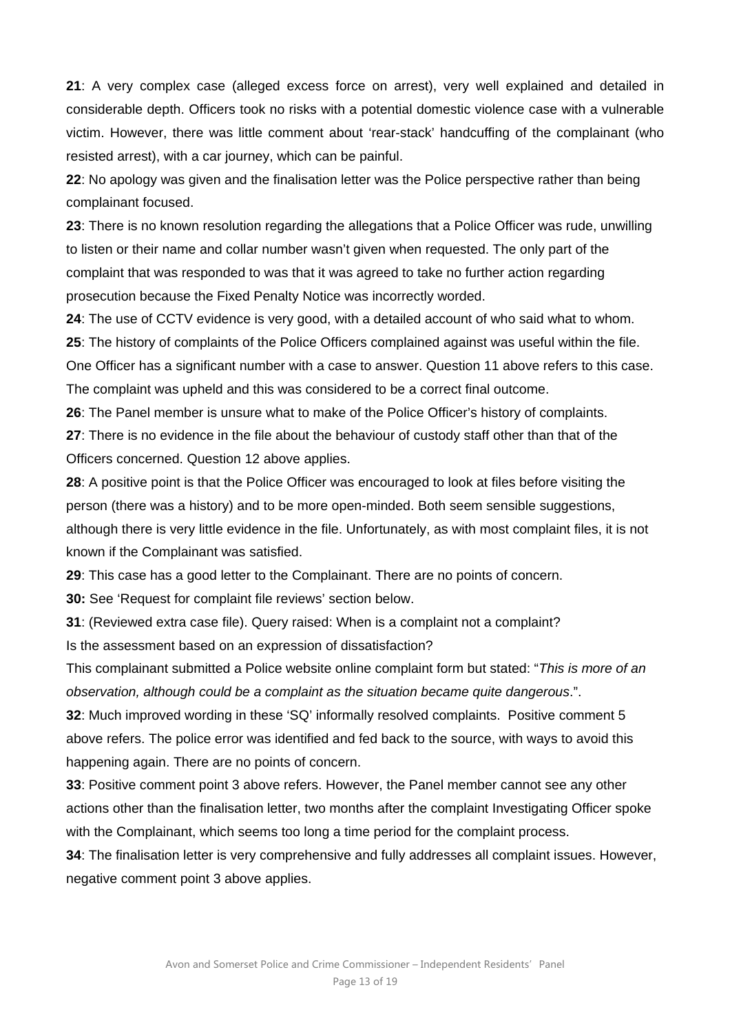**21**: A very complex case (alleged excess force on arrest), very well explained and detailed in considerable depth. Officers took no risks with a potential domestic violence case with a vulnerable victim. However, there was little comment about 'rear-stack' handcuffing of the complainant (who resisted arrest), with a car journey, which can be painful.

**22**: No apology was given and the finalisation letter was the Police perspective rather than being complainant focused.

**23**: There is no known resolution regarding the allegations that a Police Officer was rude, unwilling to listen or their name and collar number wasn't given when requested. The only part of the complaint that was responded to was that it was agreed to take no further action regarding prosecution because the Fixed Penalty Notice was incorrectly worded.

**24**: The use of CCTV evidence is very good, with a detailed account of who said what to whom.

**25**: The history of complaints of the Police Officers complained against was useful within the file. One Officer has a significant number with a case to answer. Question 11 above refers to this case. The complaint was upheld and this was considered to be a correct final outcome.

**26**: The Panel member is unsure what to make of the Police Officer's history of complaints.

**27**: There is no evidence in the file about the behaviour of custody staff other than that of the Officers concerned. Question 12 above applies.

**28**: A positive point is that the Police Officer was encouraged to look at files before visiting the person (there was a history) and to be more open-minded. Both seem sensible suggestions, although there is very little evidence in the file. Unfortunately, as with most complaint files, it is not known if the Complainant was satisfied.

**29**: This case has a good letter to the Complainant. There are no points of concern.

**30:** See 'Request for complaint file reviews' section below.

**31**: (Reviewed extra case file). Query raised: When is a complaint not a complaint?
Is the assessment based on an expression of dissatisfaction?
This complainant submitted a Police website online complaint form but stated: "*This is more of an observation, although could be a complaint as the situation became quite dangerous*.".

**32**: Much improved wording in these 'SQ' informally resolved complaints. Positive comment 5 above refers. The police error was identified and fed back to the source, with ways to avoid this happening again. There are no points of concern.

**33**: Positive comment point 3 above refers. However, the Panel member cannot see any other actions other than the finalisation letter, two months after the complaint Investigating Officer spoke with the Complainant, which seems too long a time period for the complaint process.

**34**: The finalisation letter is very comprehensive and fully addresses all complaint issues. However, negative comment point 3 above applies.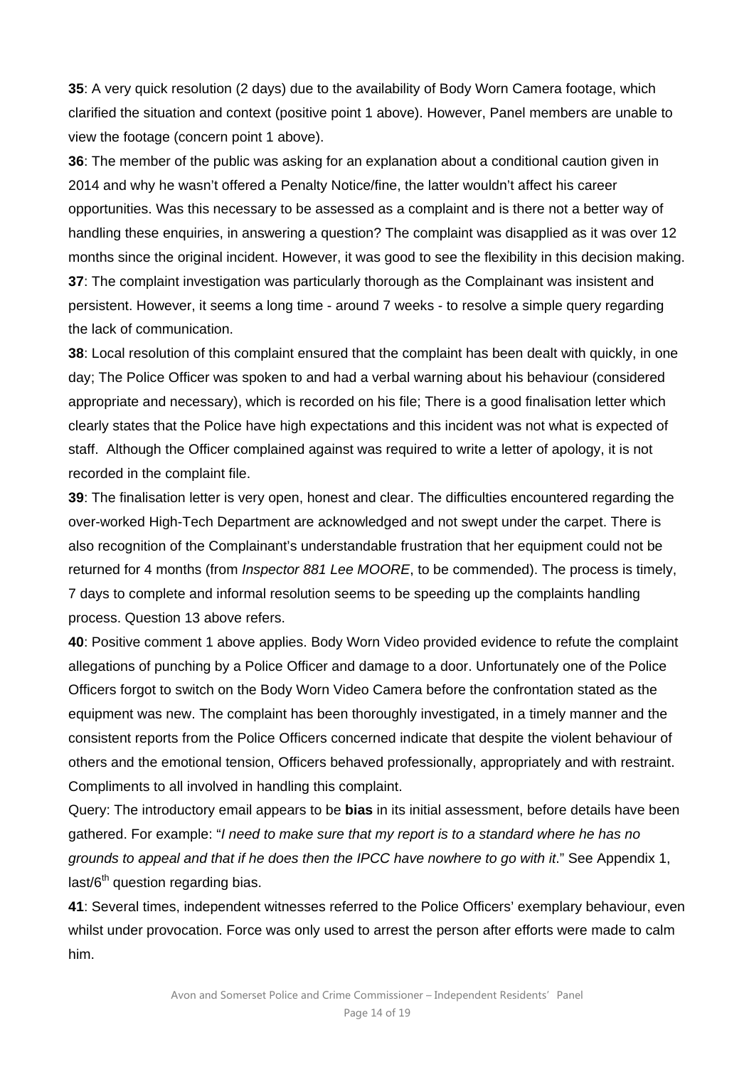**35**: A very quick resolution (2 days) due to the availability of Body Worn Camera footage, which clarified the situation and context (positive point 1 above). However, Panel members are unable to view the footage (concern point 1 above).

**36**: The member of the public was asking for an explanation about a conditional caution given in 2014 and why he wasn't offered a Penalty Notice/fine, the latter wouldn't affect his career opportunities. Was this necessary to be assessed as a complaint and is there not a better way of handling these enquiries, in answering a question? The complaint was disapplied as it was over 12 months since the original incident. However, it was good to see the flexibility in this decision making.

**37**: The complaint investigation was particularly thorough as the Complainant was insistent and persistent. However, it seems a long time - around 7 weeks - to resolve a simple query regarding the lack of communication.

**38**: Local resolution of this complaint ensured that the complaint has been dealt with quickly, in one day; The Police Officer was spoken to and had a verbal warning about his behaviour (considered appropriate and necessary), which is recorded on his file; There is a good finalisation letter which clearly states that the Police have high expectations and this incident was not what is expected of staff. Although the Officer complained against was required to write a letter of apology, it is not recorded in the complaint file.

**39**: The finalisation letter is very open, honest and clear. The difficulties encountered regarding the over-worked High-Tech Department are acknowledged and not swept under the carpet. There is also recognition of the Complainant's understandable frustration that her equipment could not be returned for 4 months (from *Inspector 881 Lee MOORE*, to be commended). The process is timely, 7 days to complete and informal resolution seems to be speeding up the complaints handling process. Question 13 above refers.

**40**: Positive comment 1 above applies. Body Worn Video provided evidence to refute the complaint allegations of punching by a Police Officer and damage to a door. Unfortunately one of the Police Officers forgot to switch on the Body Worn Video Camera before the confrontation stated as the equipment was new. The complaint has been thoroughly investigated, in a timely manner and the consistent reports from the Police Officers concerned indicate that despite the violent behaviour of others and the emotional tension, Officers behaved professionally, appropriately and with restraint. Compliments to all involved in handling this complaint.

Query: The introductory email appears to be **bias** in its initial assessment, before details have been gathered. For example: "*I need to make sure that my report is to a standard where he has no grounds to appeal and that if he does then the IPCC have nowhere to go with it*." See Appendix 1, last/6th question regarding bias.

**41**: Several times, independent witnesses referred to the Police Officers' exemplary behaviour, even whilst under provocation. Force was only used to arrest the person after efforts were made to calm him.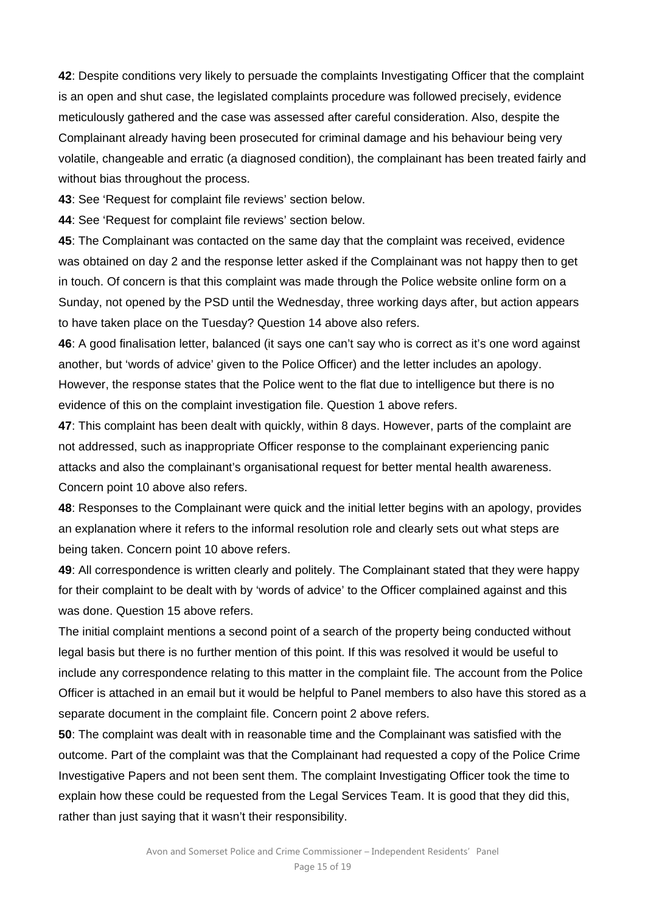**42**: Despite conditions very likely to persuade the complaints Investigating Officer that the complaint is an open and shut case, the legislated complaints procedure was followed precisely, evidence meticulously gathered and the case was assessed after careful consideration. Also, despite the Complainant already having been prosecuted for criminal damage and his behaviour being very volatile, changeable and erratic (a diagnosed condition), the complainant has been treated fairly and without bias throughout the process.

**43**: See 'Request for complaint file reviews' section below.

**44**: See 'Request for complaint file reviews' section below.

**45**: The Complainant was contacted on the same day that the complaint was received, evidence was obtained on day 2 and the response letter asked if the Complainant was not happy then to get in touch. Of concern is that this complaint was made through the Police website online form on a Sunday, not opened by the PSD until the Wednesday, three working days after, but action appears to have taken place on the Tuesday? Question 14 above also refers.

**46**: A good finalisation letter, balanced (it says one can't say who is correct as it's one word against another, but 'words of advice' given to the Police Officer) and the letter includes an apology. However, the response states that the Police went to the flat due to intelligence but there is no evidence of this on the complaint investigation file. Question 1 above refers.

**47**: This complaint has been dealt with quickly, within 8 days. However, parts of the complaint are not addressed, such as inappropriate Officer response to the complainant experiencing panic attacks and also the complainant's organisational request for better mental health awareness. Concern point 10 above also refers.

**48**: Responses to the Complainant were quick and the initial letter begins with an apology, provides an explanation where it refers to the informal resolution role and clearly sets out what steps are being taken. Concern point 10 above refers.

**49**: All correspondence is written clearly and politely. The Complainant stated that they were happy for their complaint to be dealt with by 'words of advice' to the Officer complained against and this was done. Question 15 above refers.

The initial complaint mentions a second point of a search of the property being conducted without legal basis but there is no further mention of this point. If this was resolved it would be useful to include any correspondence relating to this matter in the complaint file. The account from the Police Officer is attached in an email but it would be helpful to Panel members to also have this stored as a separate document in the complaint file. Concern point 2 above refers.

**50**: The complaint was dealt with in reasonable time and the Complainant was satisfied with the outcome. Part of the complaint was that the Complainant had requested a copy of the Police Crime Investigative Papers and not been sent them. The complaint Investigating Officer took the time to explain how these could be requested from the Legal Services Team. It is good that they did this, rather than just saying that it wasn't their responsibility.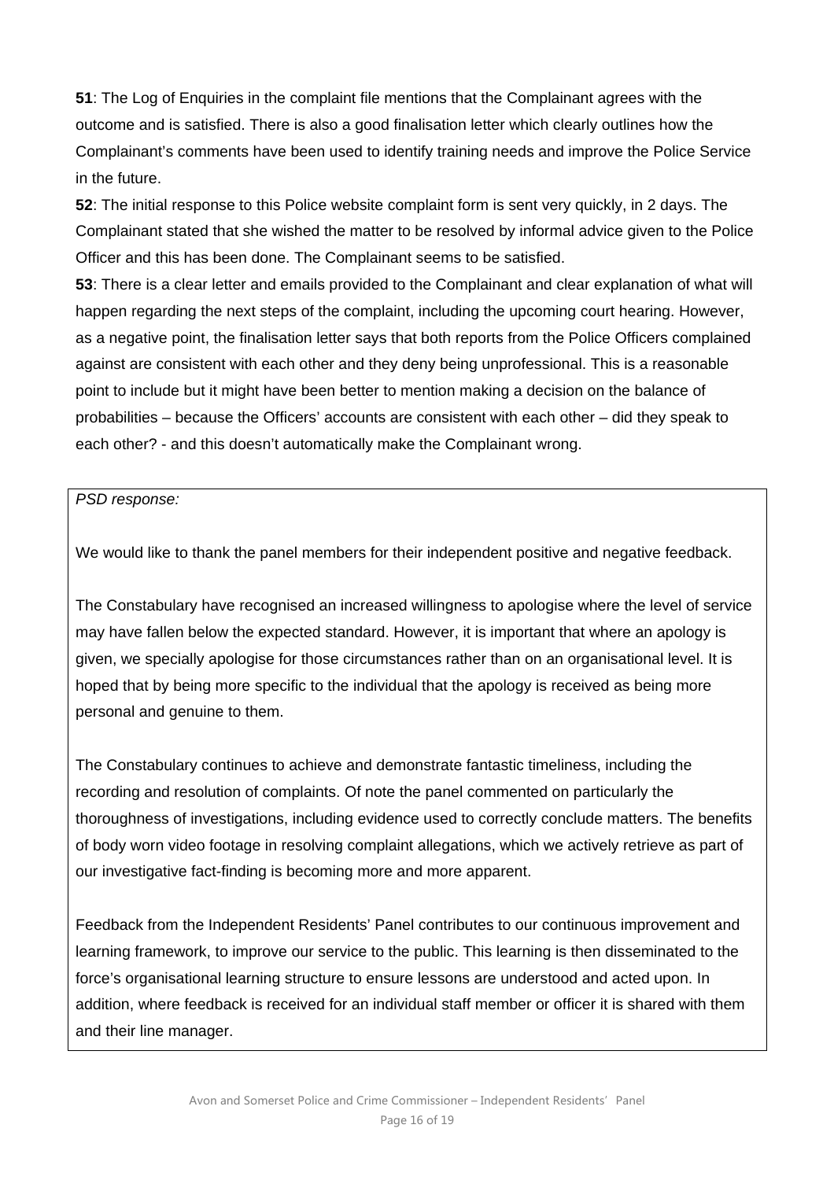**51**: The Log of Enquiries in the complaint file mentions that the Complainant agrees with the outcome and is satisfied. There is also a good finalisation letter which clearly outlines how the Complainant's comments have been used to identify training needs and improve the Police Service in the future.

**52**: The initial response to this Police website complaint form is sent very quickly, in 2 days. The Complainant stated that she wished the matter to be resolved by informal advice given to the Police Officer and this has been done. The Complainant seems to be satisfied.

**53**: There is a clear letter and emails provided to the Complainant and clear explanation of what will happen regarding the next steps of the complaint, including the upcoming court hearing. However, as a negative point, the finalisation letter says that both reports from the Police Officers complained against are consistent with each other and they deny being unprofessional. This is a reasonable point to include but it might have been better to mention making a decision on the balance of probabilities – because the Officers' accounts are consistent with each other – did they speak to each other? - and this doesn't automatically make the Complainant wrong.

*PSD response:*

We would like to thank the panel members for their independent positive and negative feedback.

The Constabulary have recognised an increased willingness to apologise where the level of service may have fallen below the expected standard. However, it is important that where an apology is given, we specially apologise for those circumstances rather than on an organisational level. It is hoped that by being more specific to the individual that the apology is received as being more personal and genuine to them.

The Constabulary continues to achieve and demonstrate fantastic timeliness, including the recording and resolution of complaints. Of note the panel commented on particularly the thoroughness of investigations, including evidence used to correctly conclude matters. The benefits of body worn video footage in resolving complaint allegations, which we actively retrieve as part of our investigative fact-finding is becoming more and more apparent.

Feedback from the Independent Residents' Panel contributes to our continuous improvement and learning framework, to improve our service to the public. This learning is then disseminated to the force's organisational learning structure to ensure lessons are understood and acted upon. In addition, where feedback is received for an individual staff member or officer it is shared with them and their line manager.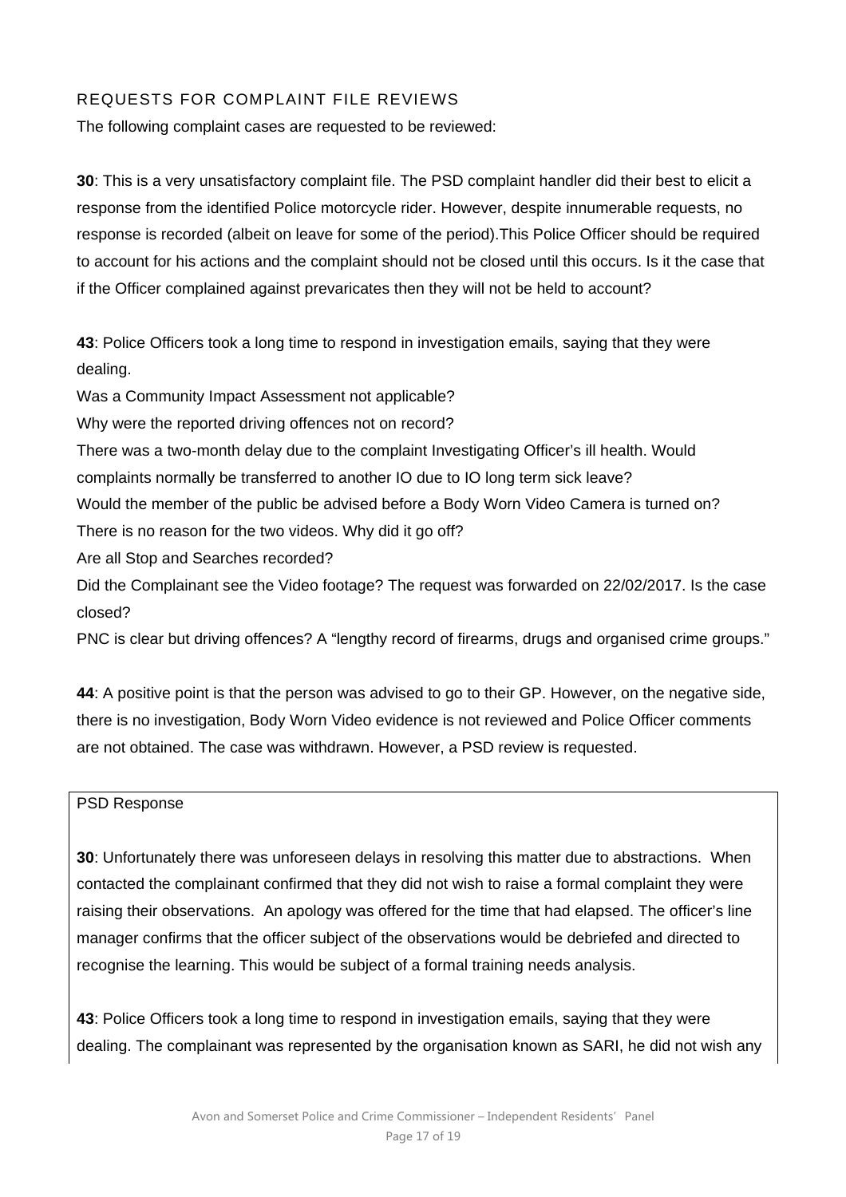## REQUESTS FOR COMPLAINT FILE REVIEWS

The following complaint cases are requested to be reviewed:

**30**: This is a very unsatisfactory complaint file. The PSD complaint handler did their best to elicit a response from the identified Police motorcycle rider. However, despite innumerable requests, no response is recorded (albeit on leave for some of the period).This Police Officer should be required to account for his actions and the complaint should not be closed until this occurs. Is it the case that if the Officer complained against prevaricates then they will not be held to account?

**43**: Police Officers took a long time to respond in investigation emails, saying that they were dealing.

Was a Community Impact Assessment not applicable?

Why were the reported driving offences not on record?

There was a two-month delay due to the complaint Investigating Officer's ill health. Would complaints normally be transferred to another IO due to IO long term sick leave?

Would the member of the public be advised before a Body Worn Video Camera is turned on?

There is no reason for the two videos. Why did it go off?

Are all Stop and Searches recorded?

Did the Complainant see the Video footage? The request was forwarded on 22/02/2017. Is the case closed?

PNC is clear but driving offences? A "lengthy record of firearms, drugs and organised crime groups."

**44**: A positive point is that the person was advised to go to their GP. However, on the negative side, there is no investigation, Body Worn Video evidence is not reviewed and Police Officer comments are not obtained. The case was withdrawn. However, a PSD review is requested.

PSD Response

**30**: Unfortunately there was unforeseen delays in resolving this matter due to abstractions. When contacted the complainant confirmed that they did not wish to raise a formal complaint they were raising their observations. An apology was offered for the time that had elapsed. The officer's line manager confirms that the officer subject of the observations would be debriefed and directed to recognise the learning. This would be subject of a formal training needs analysis.

**43**: Police Officers took a long time to respond in investigation emails, saying that they were dealing. The complainant was represented by the organisation known as SARI, he did not wish any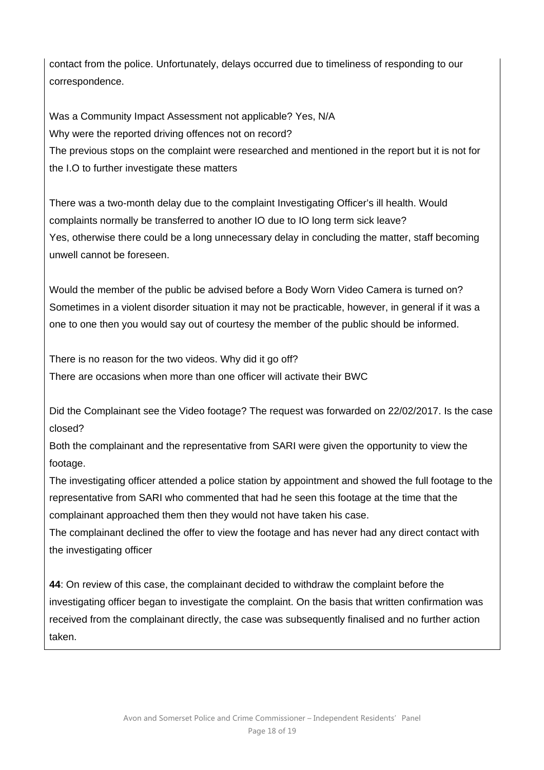contact from the police. Unfortunately, delays occurred due to timeliness of responding to our correspondence.

Was a Community Impact Assessment not applicable? Yes, N/A

Why were the reported driving offences not on record?

The previous stops on the complaint were researched and mentioned in the report but it is not for the I.O to further investigate these matters

There was a two-month delay due to the complaint Investigating Officer's ill health. Would complaints normally be transferred to another IO due to IO long term sick leave?

Yes, otherwise there could be a long unnecessary delay in concluding the matter, staff becoming unwell cannot be foreseen.

Would the member of the public be advised before a Body Worn Video Camera is turned on?

Sometimes in a violent disorder situation it may not be practicable, however, in general if it was a one to one then you would say out of courtesy the member of the public should be informed.

There is no reason for the two videos. Why did it go off?

There are occasions when more than one officer will activate their BWC

Did the Complainant see the Video footage? The request was forwarded on 22/02/2017. Is the case closed?

Both the complainant and the representative from SARI were given the opportunity to view the footage.

The investigating officer attended a police station by appointment and showed the full footage to the representative from SARI who commented that had he seen this footage at the time that the complainant approached them then they would not have taken his case.

The complainant declined the offer to view the footage and has never had any direct contact with the investigating officer

**44**: On review of this case, the complainant decided to withdraw the complaint before the investigating officer began to investigate the complaint. On the basis that written confirmation was received from the complainant directly, the case was subsequently finalised and no further action taken.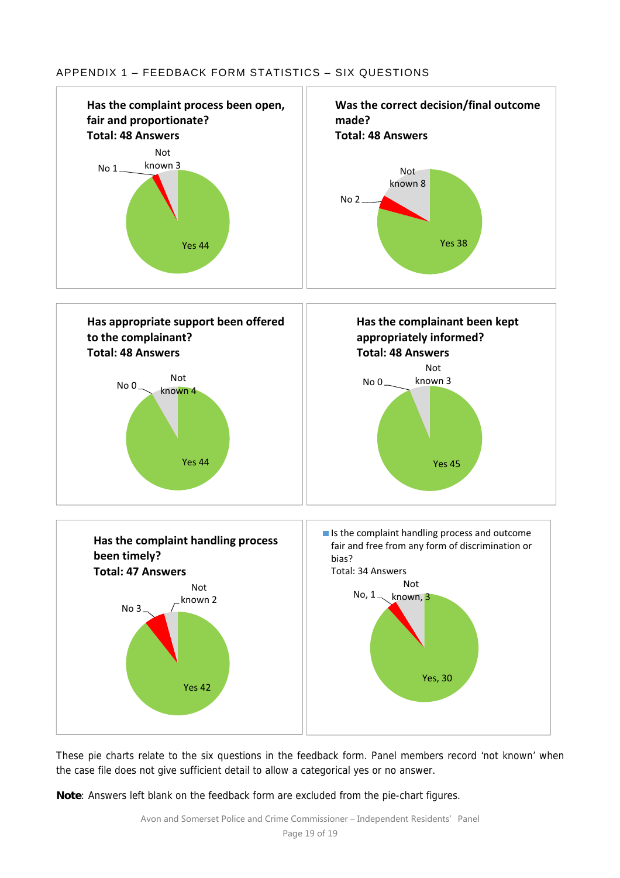## APPENDIX 1 – FEEDBACK FORM STATISTICS – SIX QUESTIONS

**Has the complaint process been open, fair and proportionate?**
**Total: 48 Answers**

No 1
Not known 3
Yes 44

**Was the correct decision/final outcome made?**
**Total: 48 Answers**

No 2
Not known 8
Yes 38

**Has appropriate support been offered to the complainant?**
**Total: 48 Answers**

No 0
Not known 4
Yes 44

**Has the complainant been kept appropriately informed?**
**Total: 48 Answers**

No 0
Not known 3
Yes 45

**Has the complaint handling process been timely?**
**Total: 47 Answers**

No 3
Not known 2
Yes 42

Is the complaint handling process and outcome fair and free from any form of discrimination or bias?
Total: 34 Answers

No, 1
Not known, 3
Yes, 30

These pie charts relate to the six questions in the feedback form. Panel members record 'not known' when the case file does not give sufficient detail to allow a categorical yes or no answer.

**Note**: Answers left blank on the feedback form are excluded from the pie-chart figures.